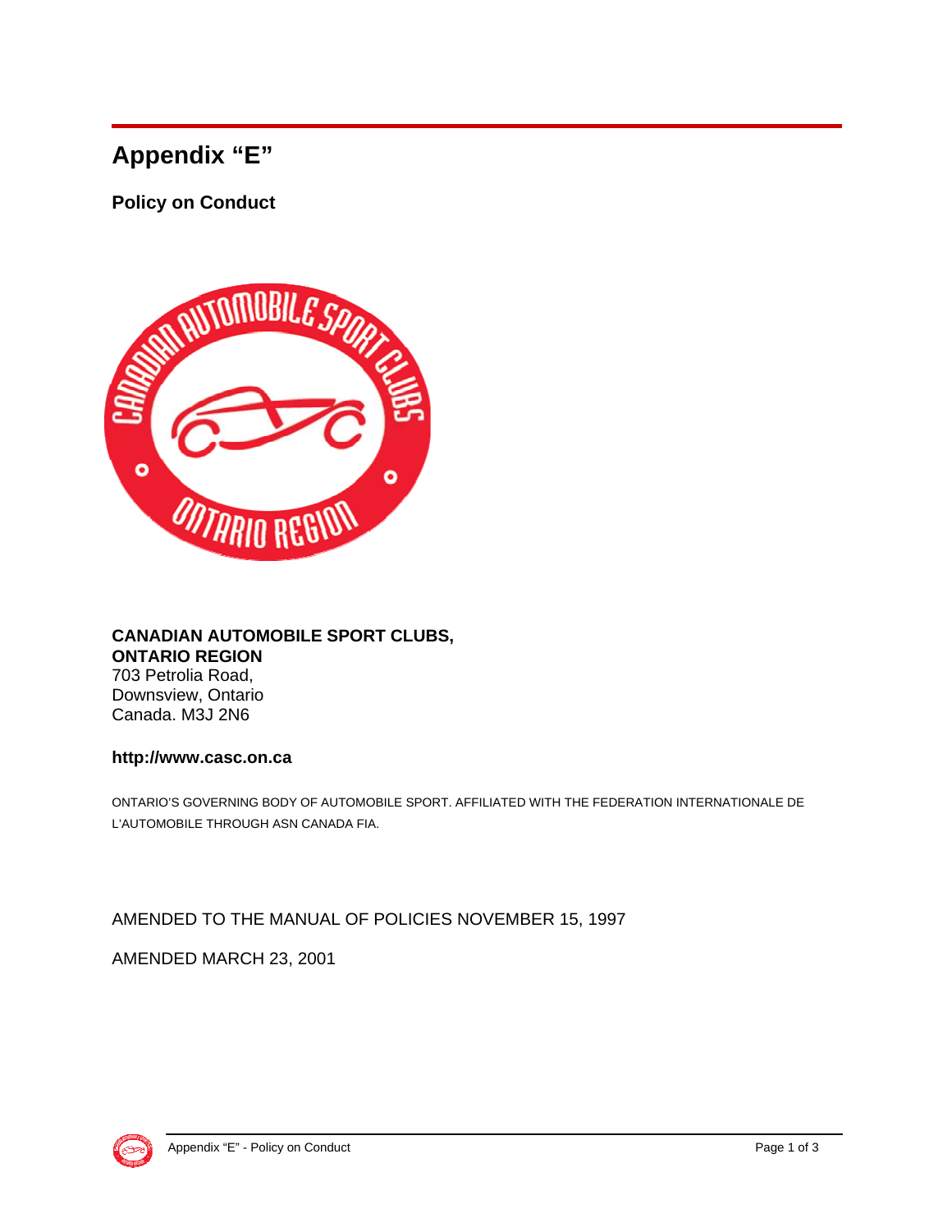# Appendix “E”

## Policy on Conduct

**CANADIAN AUTOMOBILE SPORT CLUBS,**
**ONTARIO REGION**
703 Petrolia Road,
Downsview, Ontario
Canada. M3J 2N6

**http://www.casc.on.ca**

ONTARIO’S GOVERNING BODY OF AUTOMOBILE SPORT. AFFILIATED WITH THE FEDERATION INTERNATIONALE DE L’AUTOMOBILE THROUGH ASN CANADA FIA.

AMENDED TO THE MANUAL OF POLICIES NOVEMBER 15, 1997

AMENDED MARCH 23, 2001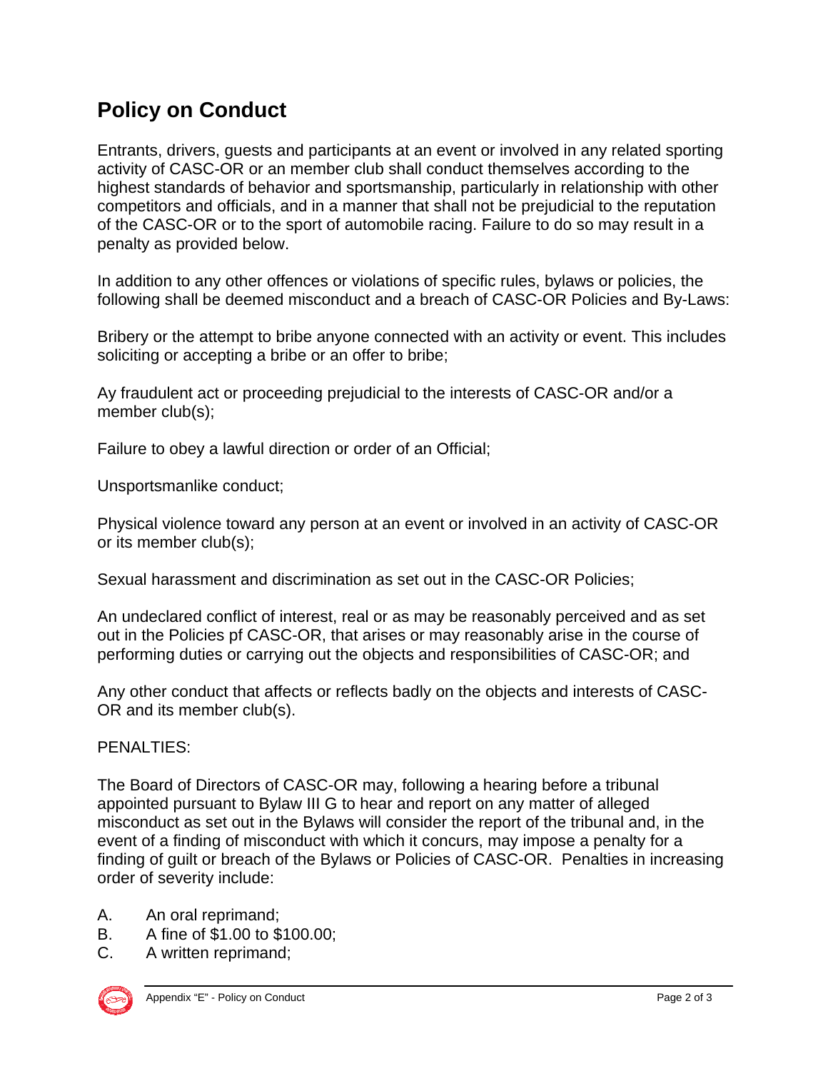# Policy on Conduct

Entrants, drivers, guests and participants at an event or involved in any related sporting activity of CASC-OR or an member club shall conduct themselves according to the highest standards of behavior and sportsmanship, particularly in relationship with other competitors and officials, and in a manner that shall not be prejudicial to the reputation of the CASC-OR or to the sport of automobile racing. Failure to do so may result in a penalty as provided below.

In addition to any other offences or violations of specific rules, bylaws or policies, the following shall be deemed misconduct and a breach of CASC-OR Policies and By-Laws:

Bribery or the attempt to bribe anyone connected with an activity or event. This includes soliciting or accepting a bribe or an offer to bribe;

Ay fraudulent act or proceeding prejudicial to the interests of CASC-OR and/or a member club(s);

Failure to obey a lawful direction or order of an Official;

Unsportsmanlike conduct;

Physical violence toward any person at an event or involved in an activity of CASC-OR or its member club(s);

Sexual harassment and discrimination as set out in the CASC-OR Policies;

An undeclared conflict of interest, real or as may be reasonably perceived and as set out in the Policies pf CASC-OR, that arises or may reasonably arise in the course of performing duties or carrying out the objects and responsibilities of CASC-OR; and

Any other conduct that affects or reflects badly on the objects and interests of CASC-OR and its member club(s).

PENALTIES:

The Board of Directors of CASC-OR may, following a hearing before a tribunal appointed pursuant to Bylaw III G to hear and report on any matter of alleged misconduct as set out in the Bylaws will consider the report of the tribunal and, in the event of a finding of misconduct with which it concurs, may impose a penalty for a finding of guilt or breach of the Bylaws or Policies of CASC-OR. Penalties in increasing order of severity include:

A. An oral reprimand;
B. A fine of $1.00 to $100.00;
C. A written reprimand;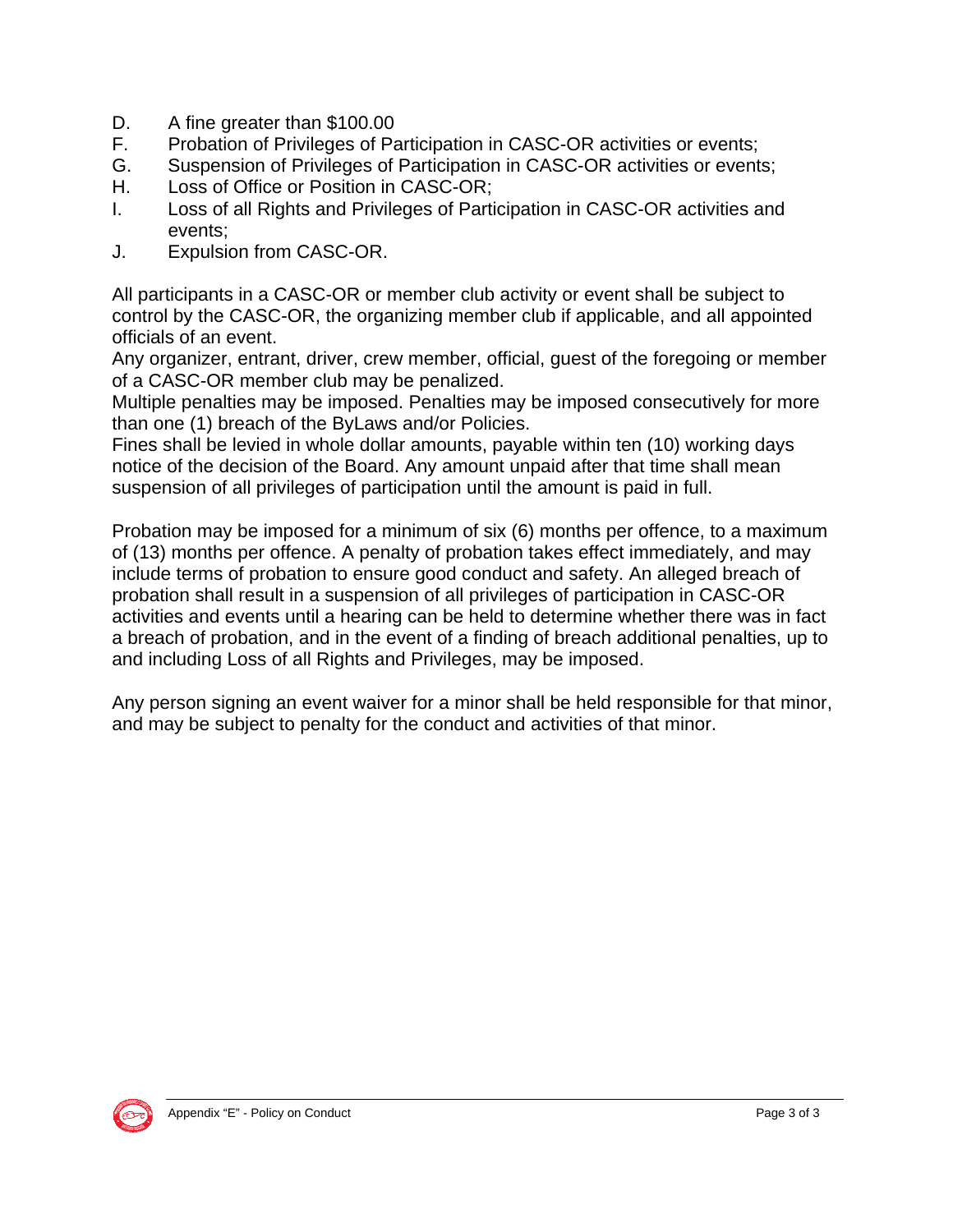D. A fine greater than $100.00
F. Probation of Privileges of Participation in CASC-OR activities or events;
G. Suspension of Privileges of Participation in CASC-OR activities or events;
H. Loss of Office or Position in CASC-OR;
I. Loss of all Rights and Privileges of Participation in CASC-OR activities and events;
J. Expulsion from CASC-OR.

All participants in a CASC-OR or member club activity or event shall be subject to control by the CASC-OR, the organizing member club if applicable, and all appointed officials of an event.
Any organizer, entrant, driver, crew member, official, guest of the foregoing or member of a CASC-OR member club may be penalized.
Multiple penalties may be imposed. Penalties may be imposed consecutively for more than one (1) breach of the ByLaws and/or Policies.
Fines shall be levied in whole dollar amounts, payable within ten (10) working days notice of the decision of the Board. Any amount unpaid after that time shall mean suspension of all privileges of participation until the amount is paid in full.

Probation may be imposed for a minimum of six (6) months per offence, to a maximum of (13) months per offence. A penalty of probation takes effect immediately, and may include terms of probation to ensure good conduct and safety. An alleged breach of probation shall result in a suspension of all privileges of participation in CASC-OR activities and events until a hearing can be held to determine whether there was in fact a breach of probation, and in the event of a finding of breach additional penalties, up to and including Loss of all Rights and Privileges, may be imposed.

Any person signing an event waiver for a minor shall be held responsible for that minor, and may be subject to penalty for the conduct and activities of that minor.